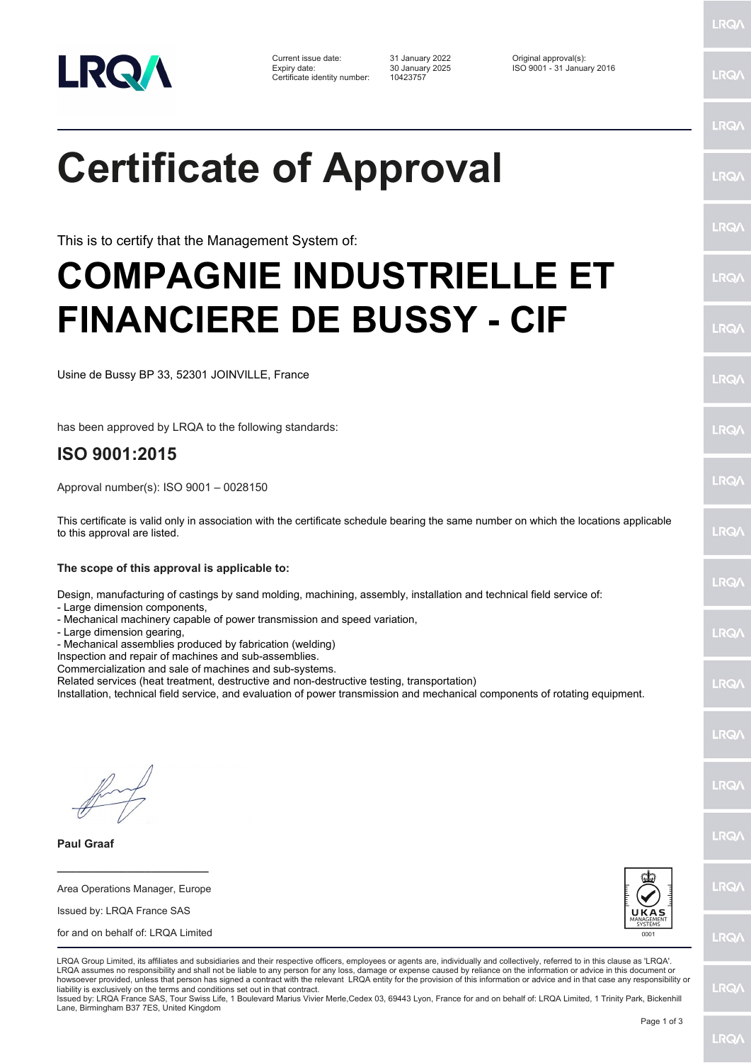LRQA

Current issue date: 31 January 2022
Expiry date: 30 January 2025
Certificate identity number: 10423757

Original approval(s):
ISO 9001 - 31 January 2016

# Certificate of Approval

This is to certify that the Management System of:

# COMPAGNIE INDUSTRIELLE ET FINANCIERE DE BUSSY - CIF

Usine de Bussy BP 33, 52301 JOINVILLE, France

has been approved by LRQA to the following standards:

## ISO 9001:2015

Approval number(s): ISO 9001 – 0028150

This certificate is valid only in association with the certificate schedule bearing the same number on which the locations applicable to this approval are listed.

**The scope of this approval is applicable to:**

Design, manufacturing of castings by sand molding, machining, assembly, installation and technical field service of:
- Large dimension components,
- Mechanical machinery capable of power transmission and speed variation,
- Large dimension gearing,
- Mechanical assemblies produced by fabrication (welding)

Inspection and repair of machines and sub-assemblies.
Commercialization and sale of machines and sub-systems.
Related services (heat treatment, destructive and non-destructive testing, transportation)
Installation, technical field service, and evaluation of power transmission and mechanical components of rotating equipment.

**Paul Graaf**

Area Operations Manager, Europe

Issued by: LRQA France SAS

for and on behalf of: LRQA Limited

UKAS MANAGEMENT SYSTEMS 0001

LRQA Group Limited, its affiliates and subsidiaries and their respective officers, employees or agents are, individually and collectively, referred to in this clause as 'LRQA'. LRQA assumes no responsibility and shall not be liable to any person for any loss, damage or expense caused by reliance on the information or advice in this document or howsoever provided, unless that person has signed a contract with the relevant LRQA entity for the provision of this information or advice and in that case any responsibility or liability is exclusively on the terms and conditions set out in that contract.
Issued by: LRQA France SAS, Tour Swiss Life, 1 Boulevard Marius Vivier Merle,Cedex 03, 69443 Lyon, France for and on behalf of: LRQA Limited, 1 Trinity Park, Bickenhill Lane, Birmingham B37 7ES, United Kingdom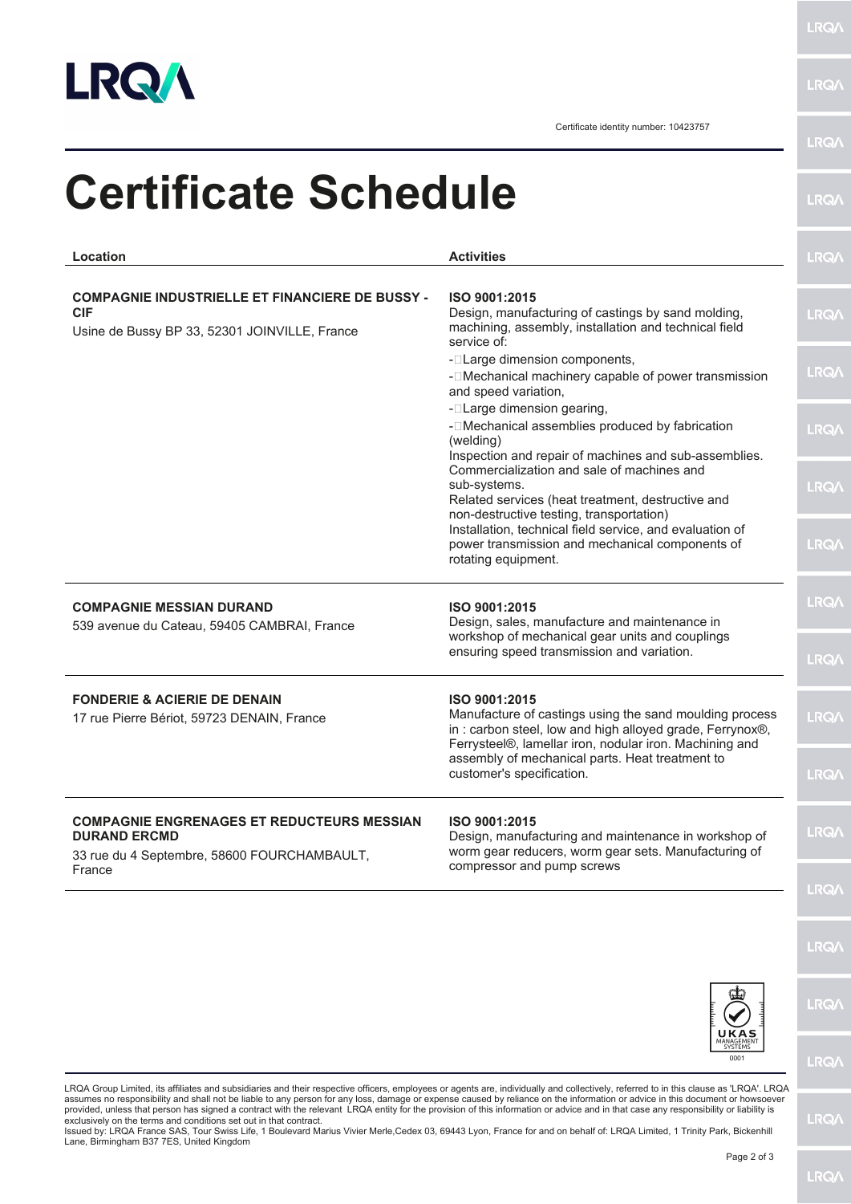Certificate identity number: 10423757

# Certificate Schedule

| Location | Activities |
| --- | --- |
| **COMPAGNIE INDUSTRIELLE ET FINANCIERE DE BUSSY - CIF**<br>Usine de Bussy BP 33, 52301 JOINVILLE, France | **ISO 9001:2015**<br>Design, manufacturing of castings by sand molding, machining, assembly, installation and technical field service of:<br>- Large dimension components,<br>- Mechanical machinery capable of power transmission and speed variation,<br>- Large dimension gearing,<br>- Mechanical assemblies produced by fabrication (welding)<br>Inspection and repair of machines and sub-assemblies.<br>Commercialization and sale of machines and sub-systems.<br>Related services (heat treatment, destructive and non-destructive testing, transportation)<br>Installation, technical field service, and evaluation of power transmission and mechanical components of rotating equipment. |
| **COMPAGNIE MESSIAN DURAND**<br>539 avenue du Cateau, 59405 CAMBRAI, France | **ISO 9001:2015**<br>Design, sales, manufacture and maintenance in workshop of mechanical gear units and couplings ensuring speed transmission and variation. |
| **FONDERIE & ACIERIE DE DENAIN**<br>17 rue Pierre Bériot, 59723 DENAIN, France | **ISO 9001:2015**<br>Manufacture of castings using the sand moulding process in : carbon steel, low and high alloyed grade, Ferrynox®, Ferrysteel®, lamellar iron, nodular iron. Machining and assembly of mechanical parts. Heat treatment to customer's specification. |
| **COMPAGNIE ENGRENAGES ET REDUCTEURS MESSIAN DURAND ERCMD**<br>33 rue du 4 Septembre, 58600 FOURCHAMBAULT, France | **ISO 9001:2015**<br>Design, manufacturing and maintenance in workshop of worm gear reducers, worm gear sets. Manufacturing of compressor and pump screws |

UKAS MANAGEMENT SYSTEMS 0001

LRQA Group Limited, its affiliates and subsidiaries and their respective officers, employees or agents are, individually and collectively, referred to in this clause as 'LRQA'. LRQA assumes no responsibility and shall not be liable to any person for any loss, damage or expense caused by reliance on the information or advice in this document or howsoever provided, unless that person has signed a contract with the relevant LRQA entity for the provision of this information or advice and in that case any responsibility or liability is exclusively on the terms and conditions set out in that contract.
Issued by: LRQA France SAS, Tour Swiss Life, 1 Boulevard Marius Vivier Merle,Cedex 03, 69443 Lyon, France for and on behalf of: LRQA Limited, 1 Trinity Park, Bickenhill Lane, Birmingham B37 7ES, United Kingdom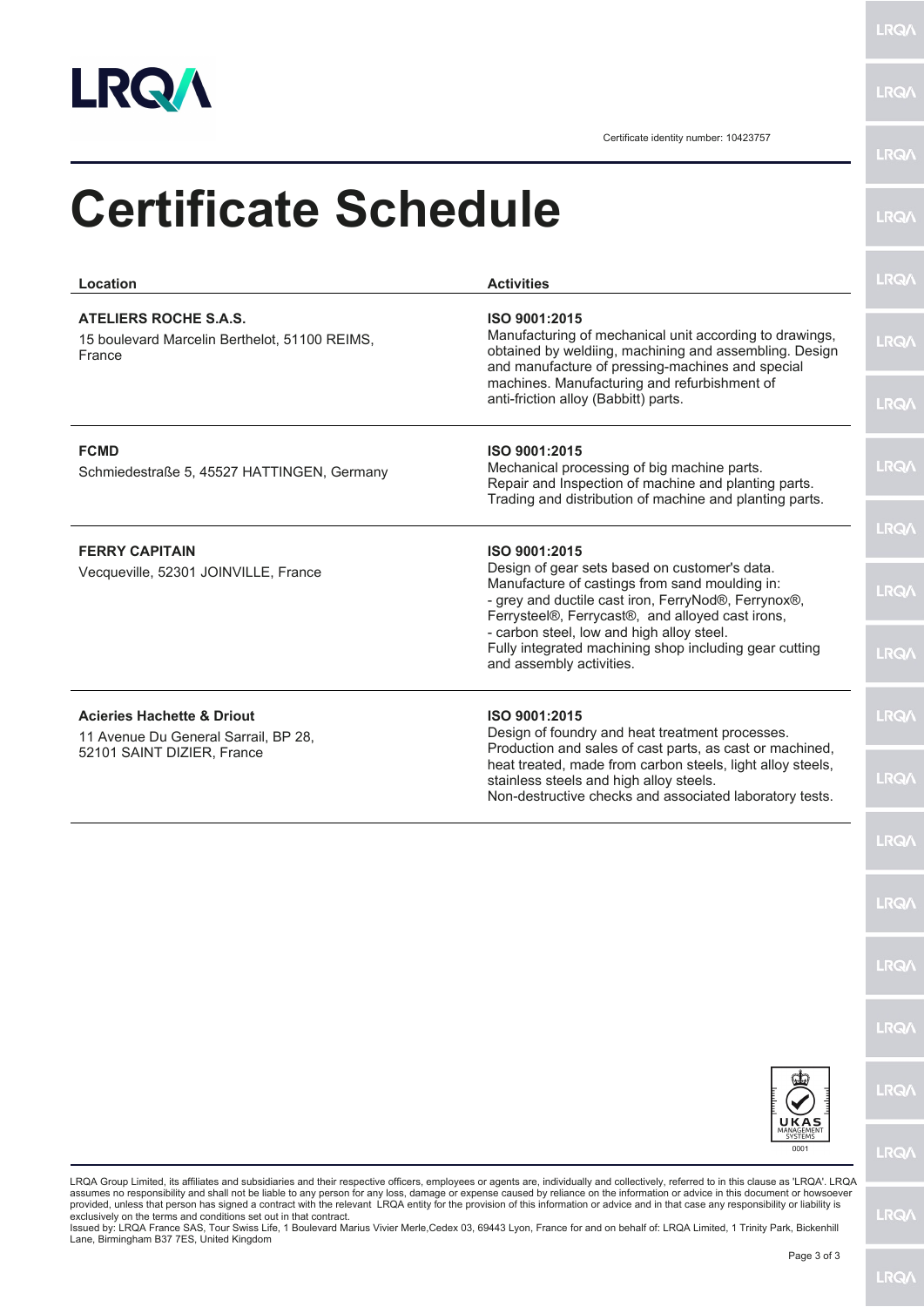Certificate identity number: 10423757

# Certificate Schedule

| Location | Activities |
|---|---|
| **ATELIERS ROCHE S.A.S.**<br>15 boulevard Marcelin Berthelot, 51100 REIMS, France | **ISO 9001:2015**<br>Manufacturing of mechanical unit according to drawings, obtained by weldiing, machining and assembling. Design and manufacture of pressing-machines and special machines. Manufacturing and refurbishment of anti-friction alloy (Babbitt) parts. |
| **FCMD**<br>Schmiedestraße 5, 45527 HATTINGEN, Germany | **ISO 9001:2015**<br>Mechanical processing of big machine parts.<br>Repair and Inspection of machine and planting parts.<br>Trading and distribution of machine and planting parts. |
| **FERRY CAPITAIN**<br>Vecqueville, 52301 JOINVILLE, France | **ISO 9001:2015**<br>Design of gear sets based on customer's data.<br>Manufacture of castings from sand moulding in:<br>- grey and ductile cast iron, FerryNod®, Ferrynox®, Ferrysteel®, Ferrycast®, and alloyed cast irons,<br>- carbon steel, low and high alloy steel.<br>Fully integrated machining shop including gear cutting and assembly activities. |
| **Acieries Hachette & Driout**<br>11 Avenue Du General Sarrail, BP 28, 52101 SAINT DIZIER, France | **ISO 9001:2015**<br>Design of foundry and heat treatment processes.<br>Production and sales of cast parts, as cast or machined, heat treated, made from carbon steels, light alloy steels, stainless steels and high alloy steels.<br>Non-destructive checks and associated laboratory tests. |

UKAS MANAGEMENT SYSTEMS 0001

LRQA Group Limited, its affiliates and subsidiaries and their respective officers, employees or agents are, individually and collectively, referred to in this clause as 'LRQA'. LRQA assumes no responsibility and shall not be liable to any person for any loss, damage or expense caused by reliance on the information or advice in this document or howsoever provided, unless that person has signed a contract with the relevant LRQA entity for the provision of this information or advice and in that case any responsibility or liability is exclusively on the terms and conditions set out in that contract.
Issued by: LRQA France SAS, Tour Swiss Life, 1 Boulevard Marius Vivier Merle,Cedex 03, 69443 Lyon, France for and on behalf of: LRQA Limited, 1 Trinity Park, Bickenhill Lane, Birmingham B37 7ES, United Kingdom